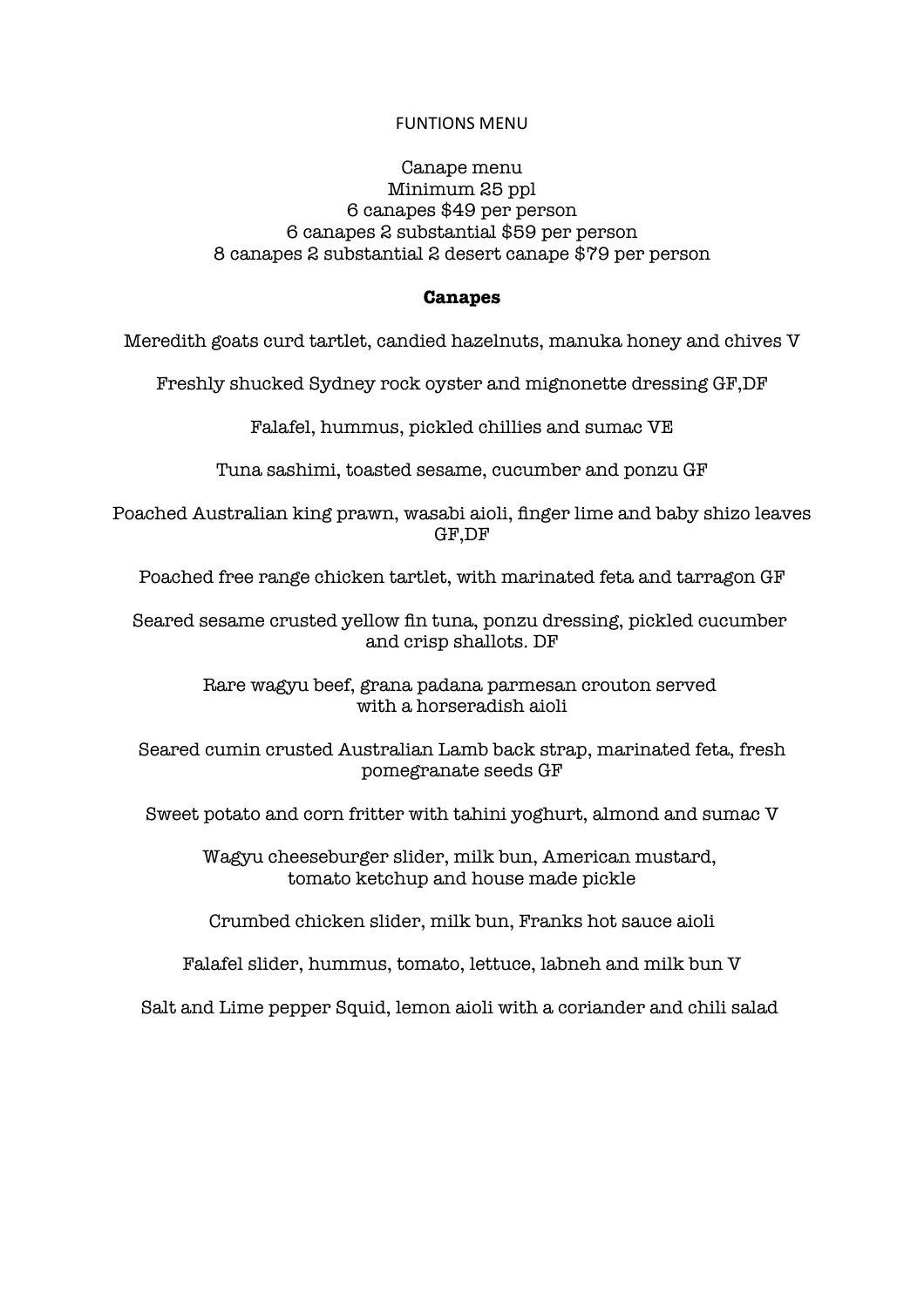FUNTIONS MENU

Canape menu
Minimum 25 ppl
6 canapes $49 per person
6 canapes 2 substantial $59 per person
8 canapes 2 substantial 2 desert canape $79 per person

**Canapes**

Meredith goats curd tartlet, candied hazelnuts, manuka honey and chives V

Freshly shucked Sydney rock oyster and mignonette dressing GF,DF

Falafel, hummus, pickled chillies and sumac VE

Tuna sashimi, toasted sesame, cucumber and ponzu GF

Poached Australian king prawn, wasabi aioli, finger lime and baby shizo leaves GF,DF

Poached free range chicken tartlet, with marinated feta and tarragon GF

Seared sesame crusted yellow fin tuna, ponzu dressing, pickled cucumber and crisp shallots. DF

Rare wagyu beef, grana padana parmesan crouton served with a horseradish aioli

Seared cumin crusted Australian Lamb back strap, marinated feta, fresh pomegranate seeds GF

Sweet potato and corn fritter with tahini yoghurt, almond and sumac V

Wagyu cheeseburger slider, milk bun, American mustard, tomato ketchup and house made pickle

Crumbed chicken slider, milk bun, Franks hot sauce aioli

Falafel slider, hummus, tomato, lettuce, labneh and milk bun V

Salt and Lime pepper Squid, lemon aioli with a coriander and chili salad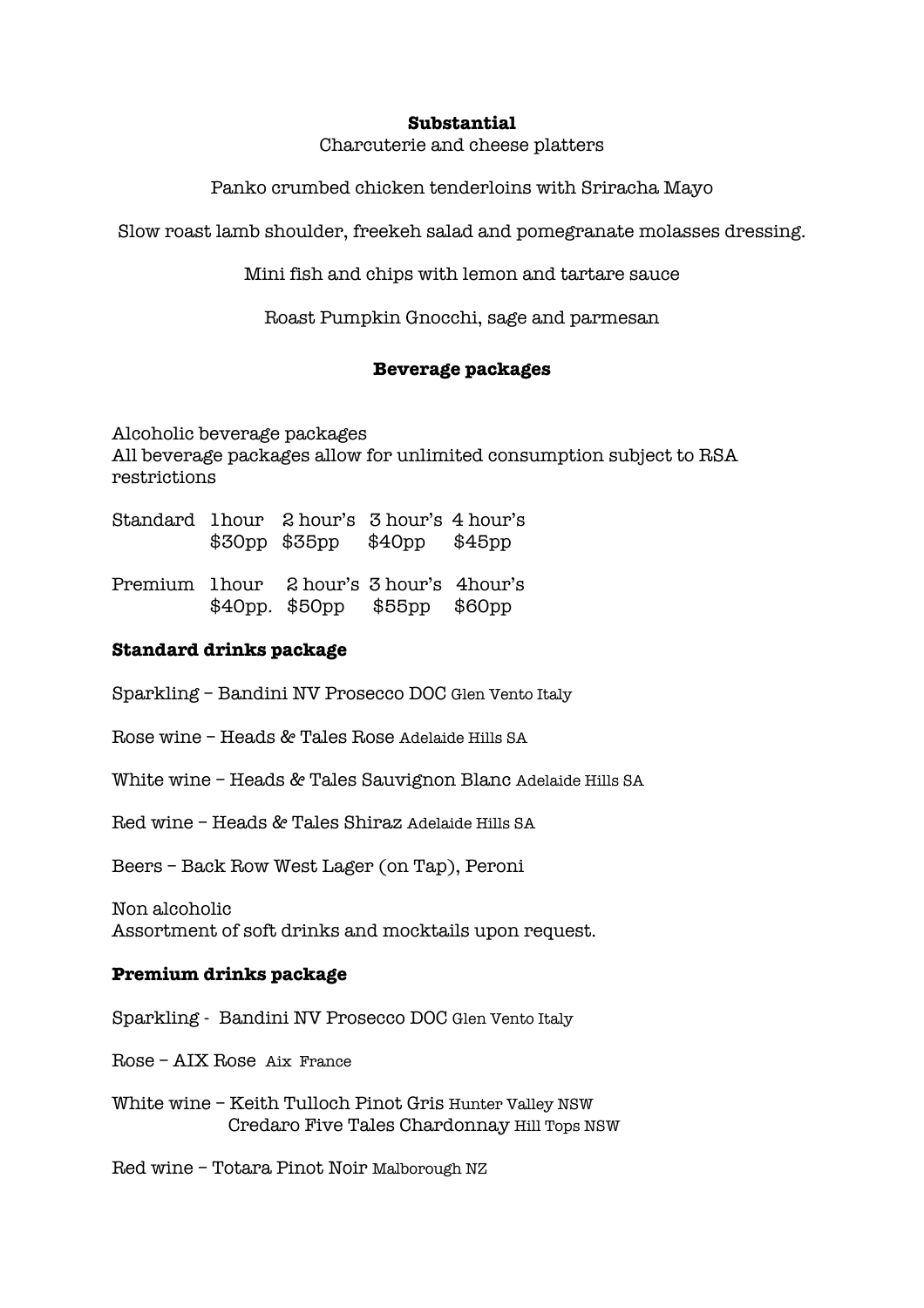**Substantial**

Charcuterie and cheese platters

Panko crumbed chicken tenderloins with Sriracha Mayo

Slow roast lamb shoulder, freekeh salad and pomegranate molasses dressing.

Mini fish and chips with lemon and tartare sauce

Roast Pumpkin Gnocchi, sage and parmesan

**Beverage packages**

Alcoholic beverage packages
All beverage packages allow for unlimited consumption subject to RSA restrictions

| | | | | |
|---|---|---|---|---|
| Standard | 1 hour | 2 hour's | 3 hour's | 4 hour's |
| | $30pp | $35pp | $40pp | $45pp |
| Premium | 1 hour | 2 hour's | 3 hour's | 4hour's |
| | $40pp. | $50pp | $55pp | $60pp |

**Standard drinks package**

Sparkling – Bandini NV Prosecco DOC Glen Vento Italy

Rose wine – Heads & Tales Rose Adelaide Hills SA

White wine – Heads & Tales Sauvignon Blanc Adelaide Hills SA

Red wine – Heads & Tales Shiraz Adelaide Hills SA

Beers – Back Row West Lager (on Tap), Peroni

Non alcoholic
Assortment of soft drinks and mocktails upon request.

**Premium drinks package**

Sparkling - Bandini NV Prosecco DOC Glen Vento Italy

Rose – AIX Rose Aix France

White wine – Keith Tulloch Pinot Gris Hunter Valley NSW
Credaro Five Tales Chardonnay Hill Tops NSW

Red wine – Totara Pinot Noir Malborough NZ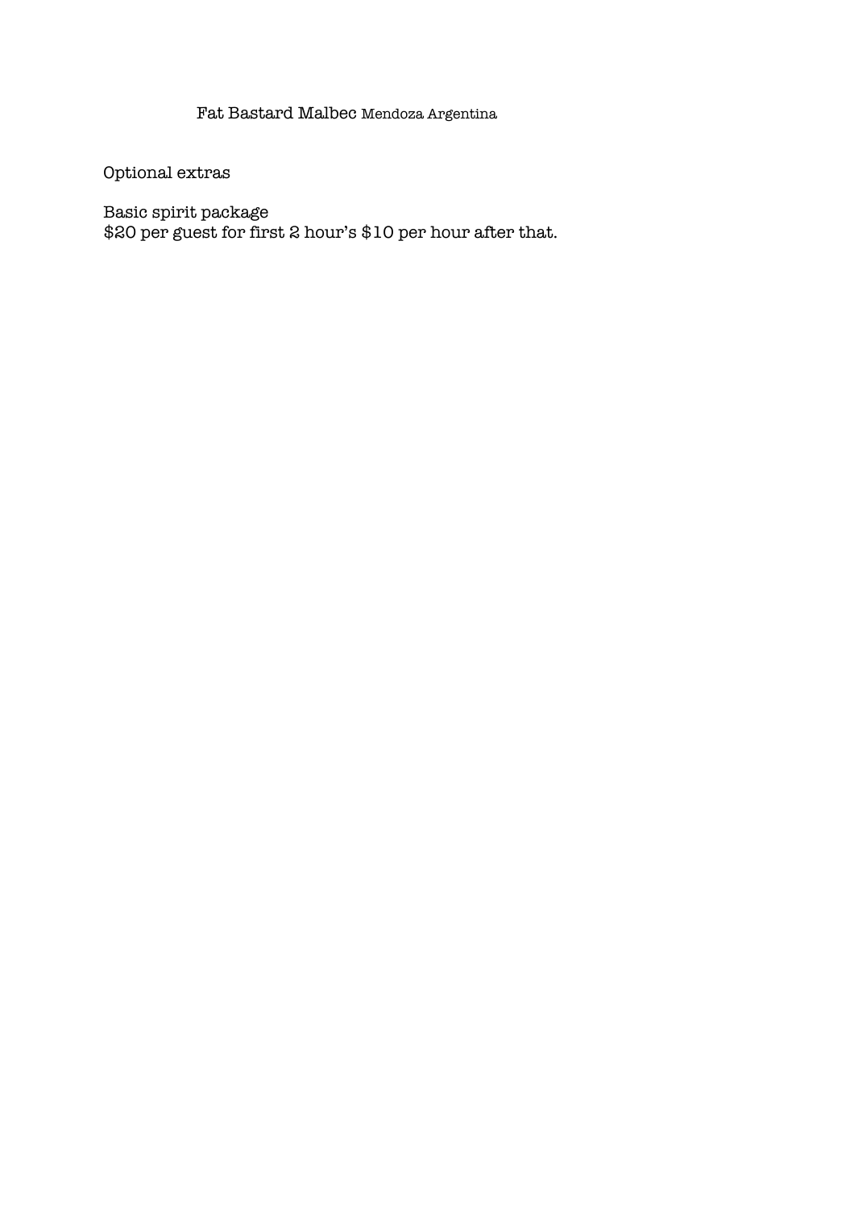Fat Bastard Malbec Mendoza Argentina

Optional extras

Basic spirit package
$20 per guest for first 2 hour's $10 per hour after that.